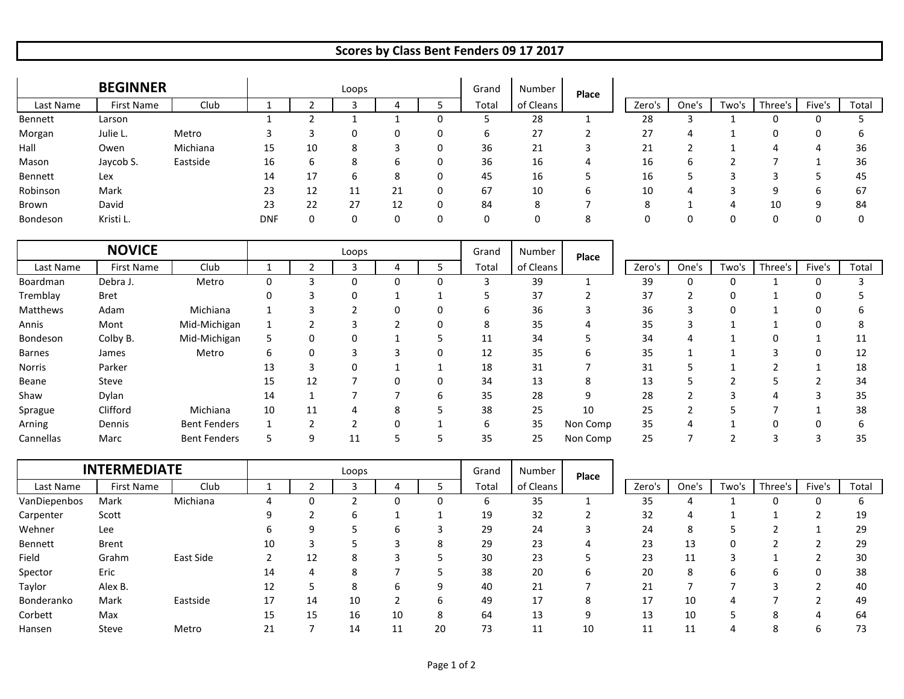# Scores by Class Bent Fenders 09 17 2017

## BEGINNER

| Last Name | First Name | Club | Loops 1 | Loops 2 | Loops 3 | Loops 4 | Loops 5 | Grand Total | Number of Cleans | Place | Zero's | One's | Two's | Three's | Five's | Total |
|---|---|---|---|---|---|---|---|---|---|---|---|---|---|---|---|---|
| Bennett | Larson | | 1 | 2 | 1 | 1 | 0 | 5 | 28 | 1 | 28 | 3 | 1 | 0 | 0 | 5 |
| Morgan | Julie L. | Metro | 3 | 3 | 0 | 0 | 0 | 6 | 27 | 2 | 27 | 4 | 1 | 0 | 0 | 6 |
| Hall | Owen | Michiana | 15 | 10 | 8 | 3 | 0 | 36 | 21 | 3 | 21 | 2 | 1 | 4 | 4 | 36 |
| Mason | Jaycob S. | Eastside | 16 | 6 | 8 | 6 | 0 | 36 | 16 | 4 | 16 | 6 | 2 | 7 | 1 | 36 |
| Bennett | Lex | | 14 | 17 | 6 | 8 | 0 | 45 | 16 | 5 | 16 | 5 | 3 | 3 | 5 | 45 |
| Robinson | Mark | | 23 | 12 | 11 | 21 | 0 | 67 | 10 | 6 | 10 | 4 | 3 | 9 | 6 | 67 |
| Brown | David | | 23 | 22 | 27 | 12 | 0 | 84 | 8 | 7 | 8 | 1 | 4 | 10 | 9 | 84 |
| Bondeson | Kristi L. | | DNF | 0 | 0 | 0 | 0 | 0 | 0 | 8 | 0 | 0 | 0 | 0 | 0 | 0 |

## NOVICE

| Last Name | First Name | Club | Loops 1 | Loops 2 | Loops 3 | Loops 4 | Loops 5 | Grand Total | Number of Cleans | Place | Zero's | One's | Two's | Three's | Five's | Total |
|---|---|---|---|---|---|---|---|---|---|---|---|---|---|---|---|---|
| Boardman | Debra J. | Metro | 0 | 3 | 0 | 0 | 0 | 3 | 39 | 1 | 39 | 0 | 0 | 1 | 0 | 3 |
| Tremblay | Bret | | 0 | 3 | 0 | 1 | 1 | 5 | 37 | 2 | 37 | 2 | 0 | 1 | 0 | 5 |
| Matthews | Adam | Michiana | 1 | 3 | 2 | 0 | 0 | 6 | 36 | 3 | 36 | 3 | 0 | 1 | 0 | 6 |
| Annis | Mont | Mid-Michigan | 1 | 2 | 3 | 2 | 0 | 8 | 35 | 4 | 35 | 3 | 1 | 1 | 0 | 8 |
| Bondeson | Colby B. | Mid-Michigan | 5 | 0 | 0 | 1 | 5 | 11 | 34 | 5 | 34 | 4 | 1 | 0 | 1 | 11 |
| Barnes | James | Metro | 6 | 0 | 3 | 3 | 0 | 12 | 35 | 6 | 35 | 1 | 1 | 3 | 0 | 12 |
| Norris | Parker | | 13 | 3 | 0 | 1 | 1 | 18 | 31 | 7 | 31 | 5 | 1 | 2 | 1 | 18 |
| Beane | Steve | | 15 | 12 | 7 | 0 | 0 | 34 | 13 | 8 | 13 | 5 | 2 | 5 | 2 | 34 |
| Shaw | Dylan | | 14 | 1 | 7 | 7 | 6 | 35 | 28 | 9 | 28 | 2 | 3 | 4 | 3 | 35 |
| Sprague | Clifford | Michiana | 10 | 11 | 4 | 8 | 5 | 38 | 25 | 10 | 25 | 2 | 5 | 7 | 1 | 38 |
| Arning | Dennis | Bent Fenders | 1 | 2 | 2 | 0 | 1 | 6 | 35 | Non Comp | 35 | 4 | 1 | 0 | 0 | 6 |
| Cannellas | Marc | Bent Fenders | 5 | 9 | 11 | 5 | 5 | 35 | 25 | Non Comp | 25 | 7 | 2 | 3 | 3 | 35 |

## INTERMEDIATE

| Last Name | First Name | Club | Loops 1 | Loops 2 | Loops 3 | Loops 4 | Loops 5 | Grand Total | Number of Cleans | Place | Zero's | One's | Two's | Three's | Five's | Total |
|---|---|---|---|---|---|---|---|---|---|---|---|---|---|---|---|---|
| VanDiepenbos | Mark | Michiana | 4 | 0 | 2 | 0 | 0 | 6 | 35 | 1 | 35 | 4 | 1 | 0 | 0 | 6 |
| Carpenter | Scott | | 9 | 2 | 6 | 1 | 1 | 19 | 32 | 2 | 32 | 4 | 1 | 1 | 2 | 19 |
| Wehner | Lee | | 6 | 9 | 5 | 6 | 3 | 29 | 24 | 3 | 24 | 8 | 5 | 2 | 1 | 29 |
| Bennett | Brent | | 10 | 3 | 5 | 3 | 8 | 29 | 23 | 4 | 23 | 13 | 0 | 2 | 2 | 29 |
| Field | Grahm | East Side | 2 | 12 | 8 | 3 | 5 | 30 | 23 | 5 | 23 | 11 | 3 | 1 | 2 | 30 |
| Spector | Eric | | 14 | 4 | 8 | 7 | 5 | 38 | 20 | 6 | 20 | 8 | 6 | 6 | 0 | 38 |
| Taylor | Alex B. | | 12 | 5 | 8 | 6 | 9 | 40 | 21 | 7 | 21 | 7 | 7 | 3 | 2 | 40 |
| Bonderanko | Mark | Eastside | 17 | 14 | 10 | 2 | 6 | 49 | 17 | 8 | 17 | 10 | 4 | 7 | 2 | 49 |
| Corbett | Max | | 15 | 15 | 16 | 10 | 8 | 64 | 13 | 9 | 13 | 10 | 5 | 8 | 4 | 64 |
| Hansen | Steve | Metro | 21 | 7 | 14 | 11 | 20 | 73 | 11 | 10 | 11 | 11 | 4 | 8 | 6 | 73 |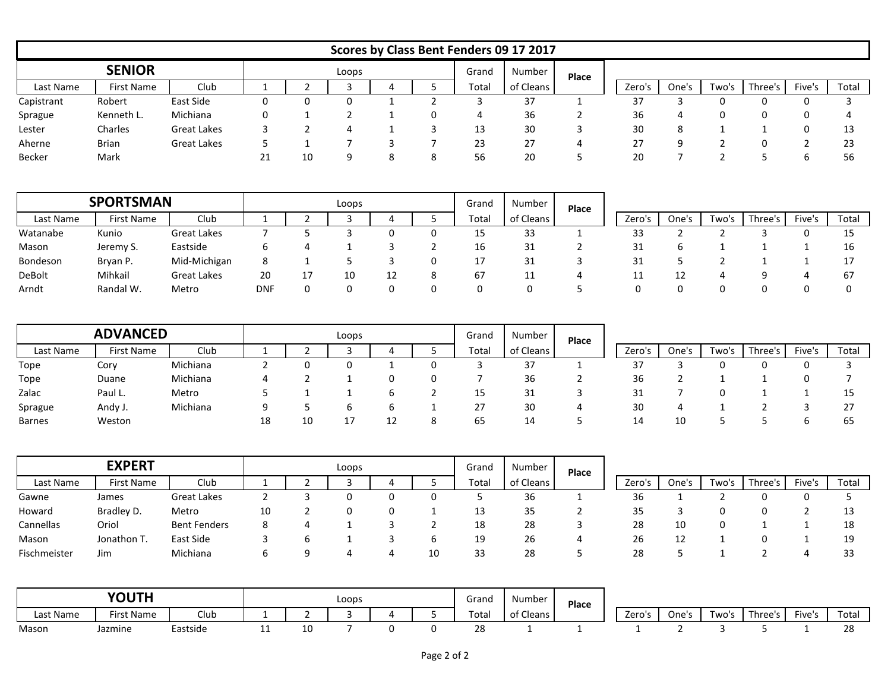# Scores by Class Bent Fenders 09 17 2017

## SENIOR

| Last Name | First Name | Club | Loops 1 | 2 | 3 | 4 | 5 | Grand Total | Number of Cleans | Place | Zero's | One's | Two's | Three's | Five's | Total |
|---|---|---|---|---|---|---|---|---|---|---|---|---|---|---|---|---|
| Capistrant | Robert | East Side | 0 | 0 | 0 | 1 | 2 | 3 | 37 | 1 | 37 | 3 | 0 | 0 | 0 | 3 |
| Sprague | Kenneth L. | Michiana | 0 | 1 | 2 | 1 | 0 | 4 | 36 | 2 | 36 | 4 | 0 | 0 | 0 | 4 |
| Lester | Charles | Great Lakes | 3 | 2 | 4 | 1 | 3 | 13 | 30 | 3 | 30 | 8 | 1 | 1 | 0 | 13 |
| Aherne | Brian | Great Lakes | 5 | 1 | 7 | 3 | 7 | 23 | 27 | 4 | 27 | 9 | 2 | 0 | 2 | 23 |
| Becker | Mark | | 21 | 10 | 9 | 8 | 8 | 56 | 20 | 5 | 20 | 7 | 2 | 5 | 6 | 56 |

## SPORTSMAN

| Last Name | First Name | Club | Loops 1 | 2 | 3 | 4 | 5 | Grand Total | Number of Cleans | Place | Zero's | One's | Two's | Three's | Five's | Total |
|---|---|---|---|---|---|---|---|---|---|---|---|---|---|---|---|---|
| Watanabe | Kunio | Great Lakes | 7 | 5 | 3 | 0 | 0 | 15 | 33 | 1 | 33 | 2 | 2 | 3 | 0 | 15 |
| Mason | Jeremy S. | Eastside | 6 | 4 | 1 | 3 | 2 | 16 | 31 | 2 | 31 | 6 | 1 | 1 | 1 | 16 |
| Bondeson | Bryan P. | Mid-Michigan | 8 | 1 | 5 | 3 | 0 | 17 | 31 | 3 | 31 | 5 | 2 | 1 | 1 | 17 |
| DeBolt | Mihkail | Great Lakes | 20 | 17 | 10 | 12 | 8 | 67 | 11 | 4 | 11 | 12 | 4 | 9 | 4 | 67 |
| Arndt | Randal W. | Metro | DNF | 0 | 0 | 0 | 0 | 0 | 0 | 5 | 0 | 0 | 0 | 0 | 0 | 0 |

## ADVANCED

| Last Name | First Name | Club | Loops 1 | 2 | 3 | 4 | 5 | Grand Total | Number of Cleans | Place | Zero's | One's | Two's | Three's | Five's | Total |
|---|---|---|---|---|---|---|---|---|---|---|---|---|---|---|---|---|
| Tope | Cory | Michiana | 2 | 0 | 0 | 1 | 0 | 3 | 37 | 1 | 37 | 3 | 0 | 0 | 0 | 3 |
| Tope | Duane | Michiana | 4 | 2 | 1 | 0 | 0 | 7 | 36 | 2 | 36 | 2 | 1 | 1 | 0 | 7 |
| Zalac | Paul L. | Metro | 5 | 1 | 1 | 6 | 2 | 15 | 31 | 3 | 31 | 7 | 0 | 1 | 1 | 15 |
| Sprague | Andy J. | Michiana | 9 | 5 | 6 | 6 | 1 | 27 | 30 | 4 | 30 | 4 | 1 | 2 | 3 | 27 |
| Barnes | Weston | | 18 | 10 | 17 | 12 | 8 | 65 | 14 | 5 | 14 | 10 | 5 | 5 | 6 | 65 |

## EXPERT

| Last Name | First Name | Club | Loops 1 | 2 | 3 | 4 | 5 | Grand Total | Number of Cleans | Place | Zero's | One's | Two's | Three's | Five's | Total |
|---|---|---|---|---|---|---|---|---|---|---|---|---|---|---|---|---|
| Gawne | James | Great Lakes | 2 | 3 | 0 | 0 | 0 | 5 | 36 | 1 | 36 | 1 | 2 | 0 | 0 | 5 |
| Howard | Bradley D. | Metro | 10 | 2 | 0 | 0 | 1 | 13 | 35 | 2 | 35 | 3 | 0 | 0 | 2 | 13 |
| Cannellas | Oriol | Bent Fenders | 8 | 4 | 1 | 3 | 2 | 18 | 28 | 3 | 28 | 10 | 0 | 1 | 1 | 18 |
| Mason | Jonathon T. | East Side | 3 | 6 | 1 | 3 | 6 | 19 | 26 | 4 | 26 | 12 | 1 | 0 | 1 | 19 |
| Fischmeister | Jim | Michiana | 6 | 9 | 4 | 4 | 10 | 33 | 28 | 5 | 28 | 5 | 1 | 2 | 4 | 33 |

## YOUTH

| Last Name | First Name | Club | Loops 1 | 2 | 3 | 4 | 5 | Grand Total | Number of Cleans | Place | Zero's | One's | Two's | Three's | Five's | Total |
|---|---|---|---|---|---|---|---|---|---|---|---|---|---|---|---|---|
| Mason | Jazmine | Eastside | 11 | 10 | 7 | 0 | 0 | 28 | 1 | 1 | 1 | 2 | 3 | 5 | 1 | 28 |